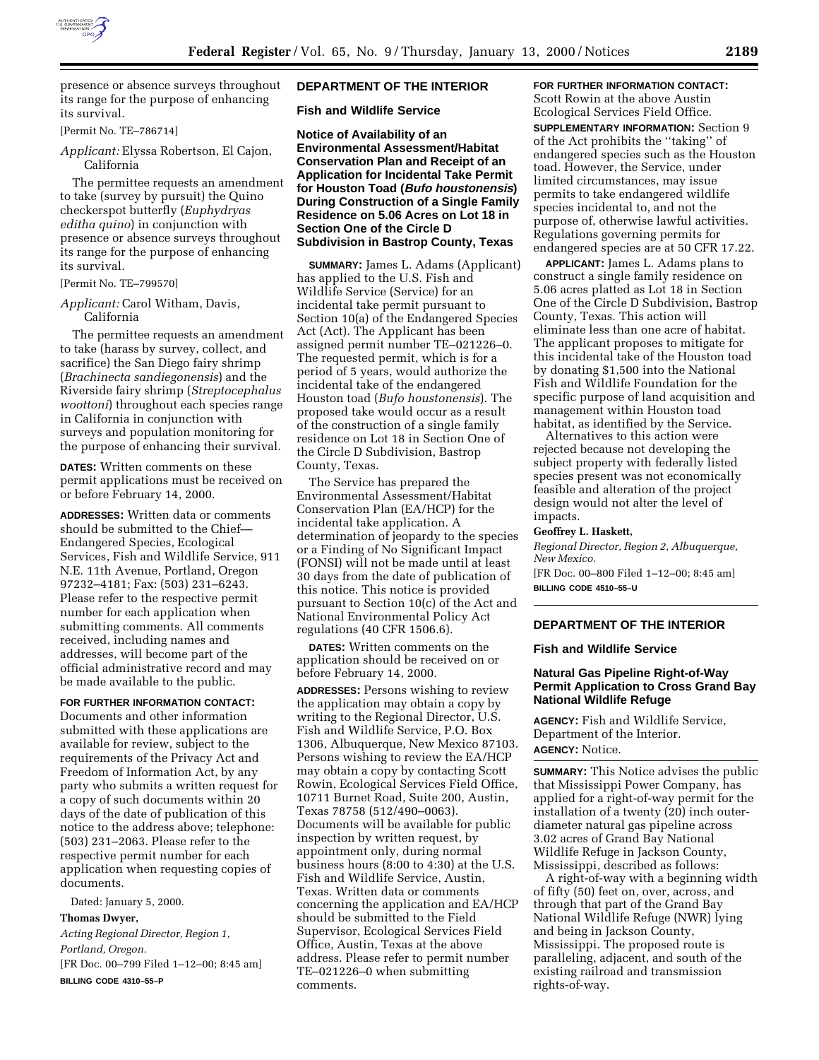presence or absence surveys throughout its range for the purpose of enhancing its survival.

[Permit No. TE–786714]

*Applicant:* Elyssa Robertson, El Cajon, California

The permittee requests an amendment to take (survey by pursuit) the Quino checkerspot butterfly (*Euphydryas editha quino*) in conjunction with presence or absence surveys throughout its range for the purpose of enhancing its survival.

[Permit No. TE–799570]

*Applicant:* Carol Witham, Davis, California

The permittee requests an amendment to take (harass by survey, collect, and sacrifice) the San Diego fairy shrimp (*Brachinecta sandiegonensis*) and the Riverside fairy shrimp (*Streptocephalus woottoni*) throughout each species range in California in conjunction with surveys and population monitoring for the purpose of enhancing their survival.

**DATES:** Written comments on these permit applications must be received on or before February 14, 2000.

**ADDRESSES:** Written data or comments should be submitted to the Chief—Endangered Species, Ecological Services, Fish and Wildlife Service, 911 N.E. 11th Avenue, Portland, Oregon 97232–4181; Fax: (503) 231–6243. Please refer to the respective permit number for each application when submitting comments. All comments received, including names and addresses, will become part of the official administrative record and may be made available to the public.

**FOR FURTHER INFORMATION CONTACT:** Documents and other information submitted with these applications are available for review, subject to the requirements of the Privacy Act and Freedom of Information Act, by any party who submits a written request for a copy of such documents within 20 days of the date of publication of this notice to the address above; telephone: (503) 231–2063. Please refer to the respective permit number for each application when requesting copies of documents.

Dated: January 5, 2000.

**Thomas Dwyer,**

*Acting Regional Director, Region 1, Portland, Oregon.*

[FR Doc. 00–799 Filed 1–12–00; 8:45 am]

**BILLING CODE 4310–55–P**

## DEPARTMENT OF THE INTERIOR

### Fish and Wildlife Service

### Notice of Availability of an Environmental Assessment/Habitat Conservation Plan and Receipt of an Application for Incidental Take Permit for Houston Toad (*Bufo houstonensis*) During Construction of a Single Family Residence on 5.06 Acres on Lot 18 in Section One of the Circle D Subdivision in Bastrop County, Texas

**SUMMARY:** James L. Adams (Applicant) has applied to the U.S. Fish and Wildlife Service (Service) for an incidental take permit pursuant to Section 10(a) of the Endangered Species Act (Act). The Applicant has been assigned permit number TE–021226–0. The requested permit, which is for a period of 5 years, would authorize the incidental take of the endangered Houston toad (*Bufo houstonensis*). The proposed take would occur as a result of the construction of a single family residence on Lot 18 in Section One of the Circle D Subdivision, Bastrop County, Texas.

The Service has prepared the Environmental Assessment/Habitat Conservation Plan (EA/HCP) for the incidental take application. A determination of jeopardy to the species or a Finding of No Significant Impact (FONSI) will not be made until at least 30 days from the date of publication of this notice. This notice is provided pursuant to Section 10(c) of the Act and National Environmental Policy Act regulations (40 CFR 1506.6).

**DATES:** Written comments on the application should be received on or before February 14, 2000.

**ADDRESSES:** Persons wishing to review the application may obtain a copy by writing to the Regional Director, U.S. Fish and Wildlife Service, P.O. Box 1306, Albuquerque, New Mexico 87103. Persons wishing to review the EA/HCP may obtain a copy by contacting Scott Rowin, Ecological Services Field Office, 10711 Burnet Road, Suite 200, Austin, Texas 78758 (512/490–0063). Documents will be available for public inspection by written request, by appointment only, during normal business hours (8:00 to 4:30) at the U.S. Fish and Wildlife Service, Austin, Texas. Written data or comments concerning the application and EA/HCP should be submitted to the Field Supervisor, Ecological Services Field Office, Austin, Texas at the above address. Please refer to permit number TE–021226–0 when submitting comments.

**FOR FURTHER INFORMATION CONTACT:** Scott Rowin at the above Austin Ecological Services Field Office.

**SUPPLEMENTARY INFORMATION:** Section 9 of the Act prohibits the ''taking'' of endangered species such as the Houston toad. However, the Service, under limited circumstances, may issue permits to take endangered wildlife species incidental to, and not the purpose of, otherwise lawful activities. Regulations governing permits for endangered species are at 50 CFR 17.22.

**APPLICANT:** James L. Adams plans to construct a single family residence on 5.06 acres platted as Lot 18 in Section One of the Circle D Subdivision, Bastrop County, Texas. This action will eliminate less than one acre of habitat. The applicant proposes to mitigate for this incidental take of the Houston toad by donating $1,500 into the National Fish and Wildlife Foundation for the specific purpose of land acquisition and management within Houston toad habitat, as identified by the Service.

Alternatives to this action were rejected because not developing the subject property with federally listed species present was not economically feasible and alteration of the project design would not alter the level of impacts.

**Geoffrey L. Haskett,**

*Regional Director, Region 2, Albuquerque, New Mexico.*

[FR Doc. 00–800 Filed 1–12–00; 8:45 am]

**BILLING CODE 4510–55–U**

## DEPARTMENT OF THE INTERIOR

### Fish and Wildlife Service

### Natural Gas Pipeline Right-of-Way Permit Application to Cross Grand Bay National Wildlife Refuge

**AGENCY:** Fish and Wildlife Service, Department of the Interior.

**AGENCY:** Notice.

**SUMMARY:** This Notice advises the public that Mississippi Power Company, has applied for a right-of-way permit for the installation of a twenty (20) inch outer-diameter natural gas pipeline across 3.02 acres of Grand Bay National Wildlife Refuge in Jackson County, Mississippi, described as follows:

A right-of-way with a beginning width of fifty (50) feet on, over, across, and through that part of the Grand Bay National Wildlife Refuge (NWR) lying and being in Jackson County, Mississippi. The proposed route is paralleling, adjacent, and south of the existing railroad and transmission rights-of-way.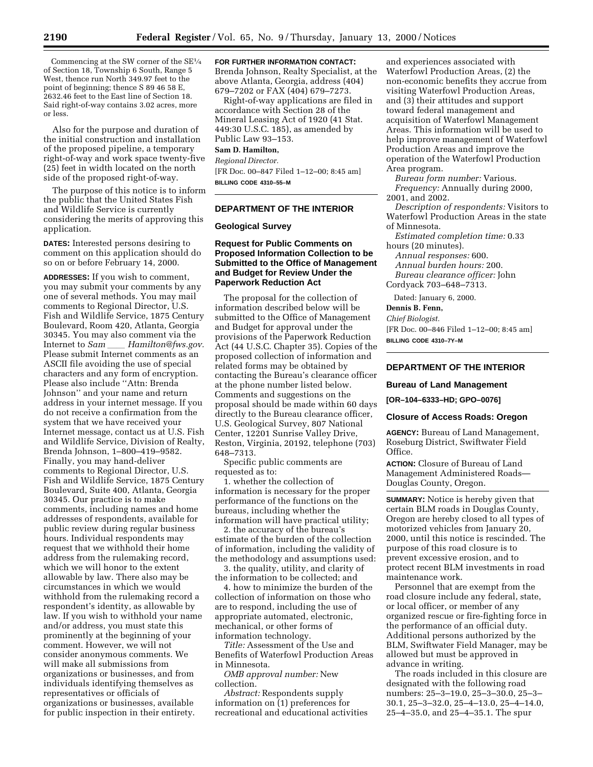Commencing at the SW corner of the SE$\frac{1}{4}$ of Section 18, Township 6 South, Range 5 West, thence run North 349.97 feet to the point of beginning; thence S 89 46 58 E, 2632.46 feet to the East line of Section 18. Said right-of-way contains 3.02 acres, more or less.

Also for the purpose and duration of the initial construction and installation of the proposed pipeline, a temporary right-of-way and work space twenty-five (25) feet in width located on the north side of the proposed right-of-way.

The purpose of this notice is to inform the public that the United States Fish and Wildlife Service is currently considering the merits of approving this application.

**DATES:** Interested persons desiring to comment on this application should do so on or before February 14, 2000.

**ADDRESSES:** If you wish to comment, you may submit your comments by any one of several methods. You may mail comments to Regional Director, U.S. Fish and Wildlife Service, 1875 Century Boulevard, Room 420, Atlanta, Georgia 30345. You may also comment via the Internet to *Sam____Hamilton@fws.gov.* Please submit Internet comments as an ASCII file avoiding the use of special characters and any form of encryption. Please also include ''Attn: Brenda Johnson'' and your name and return address in your internet message. If you do not receive a confirmation from the system that we have received your Internet message, contact us at U.S. Fish and Wildlife Service, Division of Realty, Brenda Johnson, 1–800–419–9582. Finally, you may hand-deliver comments to Regional Director, U.S. Fish and Wildlife Service, 1875 Century Boulevard, Suite 400, Atlanta, Georgia 30345. Our practice is to make comments, including names and home addresses of respondents, available for public review during regular business hours. Individual respondents may request that we withhold their home address from the rulemaking record, which we will honor to the extent allowable by law. There also may be circumstances in which we would withhold from the rulemaking record a respondent's identity, as allowable by law. If you wish to withhold your name and/or address, you must state this prominently at the beginning of your comment. However, we will not consider anonymous comments. We will make all submissions from organizations or businesses, and from individuals identifying themselves as representatives or officials of organizations or businesses, available for public inspection in their entirety.

**FOR FURTHER INFORMATION CONTACT:** Brenda Johnson, Realty Specialist, at the above Atlanta, Georgia, address (404) 679–7202 or FAX (404) 679–7273.

Right-of-way applications are filed in accordance with Section 28 of the Mineral Leasing Act of 1920 (41 Stat. 449:30 U.S.C. 185), as amended by Public Law 93–153.

**Sam D. Hamilton,**

*Regional Director.*

[FR Doc. 00–847 Filed 1–12–00; 8:45 am]

**BILLING CODE 4310–55–M**

## DEPARTMENT OF THE INTERIOR

### Geological Survey

### Request for Public Comments on Proposed Information Collection to be Submitted to the Office of Management and Budget for Review Under the Paperwork Reduction Act

The proposal for the collection of information described below will be submitted to the Office of Management and Budget for approval under the provisions of the Paperwork Reduction Act (44 U.S.C. Chapter 35). Copies of the proposed collection of information and related forms may be obtained by contacting the Bureau's clearance officer at the phone number listed below. Comments and suggestions on the proposal should be made within 60 days directly to the Bureau clearance officer, U.S. Geological Survey, 807 National Center, 12201 Sunrise Valley Drive, Reston, Virginia, 20192, telephone (703) 648–7313.

Specific public comments are requested as to:

1. whether the collection of information is necessary for the proper performance of the functions on the bureaus, including whether the information will have practical utility;
2. the accuracy of the bureau's estimate of the burden of the collection of information, including the validity of the methodology and assumptions used:
3. the quality, utility, and clarity of the information to be collected; and
4. how to minimize the burden of the collection of information on those who are to respond, including the use of appropriate automated, electronic, mechanical, or other forms of information technology.

*Title:* Assessment of the Use and Benefits of Waterfowl Production Areas in Minnesota.

*OMB approval number:* New collection.

*Abstract:* Respondents supply information on (1) preferences for recreational and educational activities and experiences associated with Waterfowl Production Areas, (2) the non-economic benefits they accrue from visiting Waterfowl Production Areas, and (3) their attitudes and support toward federal management and acquisition of Waterfowl Management Areas. This information will be used to help improve management of Waterfowl Production Areas and improve the operation of the Waterfowl Production Area program.

*Bureau form number:* Various.

*Frequency:* Annually during 2000, 2001, and 2002.

*Description of respondents:* Visitors to Waterfowl Production Areas in the state of Minnesota.

*Estimated completion time:* 0.33 hours (20 minutes).

*Annual responses:* 600.

*Annual burden hours:* 200.

*Bureau clearance officer:* John Cordyack 703–648–7313.

Dated: January 6, 2000.

**Dennis B. Fenn,**

*Chief Biologist.*

[FR Doc. 00–846 Filed 1–12–00; 8:45 am]

**BILLING CODE 4310–7Y–M**

## DEPARTMENT OF THE INTERIOR

### Bureau of Land Management

**[OR–104–6333–HD; GPO–0076]**

### Closure of Access Roads: Oregon

**AGENCY:** Bureau of Land Management, Roseburg District, Swiftwater Field Office.

**ACTION:** Closure of Bureau of Land Management Administered Roads—Douglas County, Oregon.

**SUMMARY:** Notice is hereby given that certain BLM roads in Douglas County, Oregon are hereby closed to all types of motorized vehicles from January 20, 2000, until this notice is rescinded. The purpose of this road closure is to prevent excessive erosion, and to protect recent BLM investments in road maintenance work.

Personnel that are exempt from the road closure include any federal, state, or local officer, or member of any organized rescue or fire-fighting force in the performance of an official duty. Additional persons authorized by the BLM, Swiftwater Field Manager, may be allowed but must be approved in advance in writing.

The roads included in this closure are designated with the following road numbers: 25–3–19.0, 25–3–30.0, 25–3–30.1, 25–3–32.0, 25–4–13.0, 25–4–14.0, 25–4–35.0, and 25–4–35.1. The spur